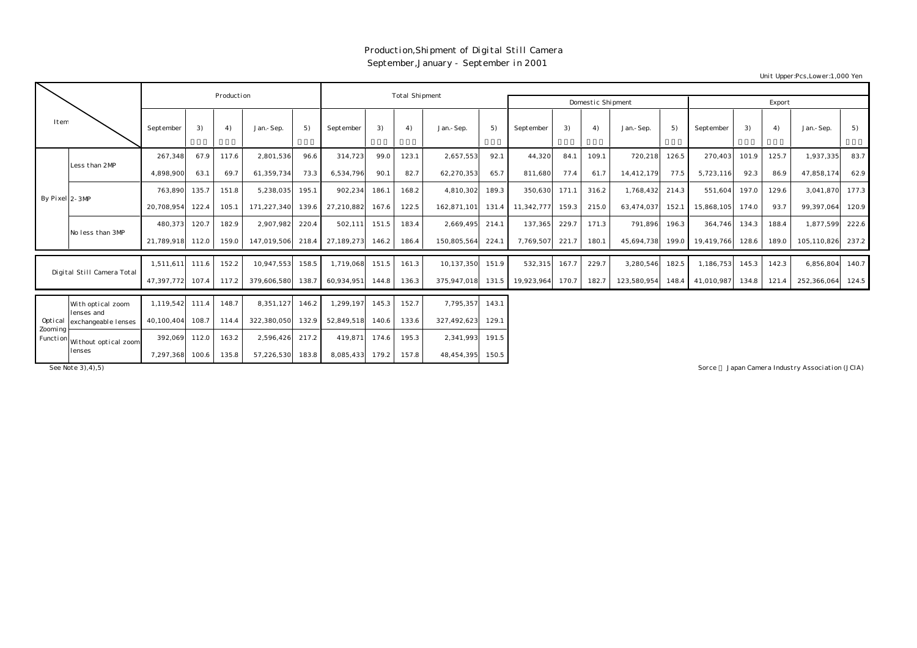# Production,Shipment of Digital Still Camera

September,January - September in 2001

Unit Upper:Pcs,Lower:1,000 Yen

| Item | | Production | | | | | Total Shipment | | | | | Domestic Shipment | | | | | Export | | | | |
|---|---|---|---|---|---|---|---|---|---|---|---|---|---|---|---|---|---|---|---|---|---|
| | | September | 3) | 4) | Jan.-Sep. | 5) | September | 3) | 4) | Jan.-Sep. | 5) | September | 3) | 4) | Jan.-Sep. | 5) | September | 3) | 4) | Jan.-Sep. | 5) |
| By Pixel | Less than 2MP | 267,348 | 67.9 | 117.6 | 2,801,536 | 96.6 | 314,723 | 99.0 | 123.1 | 2,657,553 | 92.1 | 44,320 | 84.1 | 109.1 | 720,218 | 126.5 | 270,403 | 101.9 | 125.7 | 1,937,335 | 83.7 |
| | | 4,898,900 | 63.1 | 69.7 | 61,359,734 | 73.3 | 6,534,796 | 90.1 | 82.7 | 62,270,353 | 65.7 | 811,680 | 77.4 | 61.7 | 14,412,179 | 77.5 | 5,723,116 | 92.3 | 86.9 | 47,858,174 | 62.9 |
| | 2-3MP | 763,890 | 135.7 | 151.8 | 5,238,035 | 195.1 | 902,234 | 186.1 | 168.2 | 4,810,302 | 189.3 | 350,630 | 171.1 | 316.2 | 1,768,432 | 214.3 | 551,604 | 197.0 | 129.6 | 3,041,870 | 177.3 |
| | | 20,708,954 | 122.4 | 105.1 | 171,227,340 | 139.6 | 27,210,882 | 167.6 | 122.5 | 162,871,101 | 131.4 | 11,342,777 | 159.3 | 215.0 | 63,474,037 | 152.1 | 15,868,105 | 174.0 | 93.7 | 99,397,064 | 120.9 |
| | No less than 3MP | 480,373 | 120.7 | 182.9 | 2,907,982 | 220.4 | 502,111 | 151.5 | 183.4 | 2,669,495 | 214.1 | 137,365 | 229.7 | 171.3 | 791,896 | 196.3 | 364,746 | 134.3 | 188.4 | 1,877,599 | 222.6 |
| | | 21,789,918 | 112.0 | 159.0 | 147,019,506 | 218.4 | 27,189,273 | 146.2 | 186.4 | 150,805,564 | 224.1 | 7,769,507 | 221.7 | 180.1 | 45,694,738 | 199.0 | 19,419,766 | 128.6 | 189.0 | 105,110,826 | 237.2 |
| Digital Still Camera Total | | 1,511,611 | 111.6 | 152.2 | 10,947,553 | 158.5 | 1,719,068 | 151.5 | 161.3 | 10,137,350 | 151.9 | 532,315 | 167.7 | 229.7 | 3,280,546 | 182.5 | 1,186,753 | 145.3 | 142.3 | 6,856,804 | 140.7 |
| | | 47,397,772 | 107.4 | 117.2 | 379,606,580 | 138.7 | 60,934,951 | 144.8 | 136.3 | 375,947,018 | 131.5 | 19,923,964 | 170.7 | 182.7 | 123,580,954 | 148.4 | 41,010,987 | 134.8 | 121.4 | 252,366,064 | 124.5 |
| Optical Zooming Function | With optical zoom lenses and exchangeable lenses | 1,119,542 | 111.4 | 148.7 | 8,351,127 | 146.2 | 1,299,197 | 145.3 | 152.7 | 7,795,357 | 143.1 | | | | | | | | | | |
| | | 40,100,404 | 108.7 | 114.4 | 322,380,050 | 132.9 | 52,849,518 | 140.6 | 133.6 | 327,492,623 | 129.1 | | | | | | | | | | |
| | Without optical zoom lenses | 392,069 | 112.0 | 163.2 | 2,596,426 | 217.2 | 419,871 | 174.6 | 195.3 | 2,341,993 | 191.5 | | | | | | | | | | |
| | | 7,297,368 | 100.6 | 135.8 | 57,226,530 | 183.8 | 8,085,433 | 179.2 | 157.8 | 48,454,395 | 150.5 | | | | | | | | | | |

See Note 3),4),5)

Sorce：Japan Camera Industry Association (JCIA)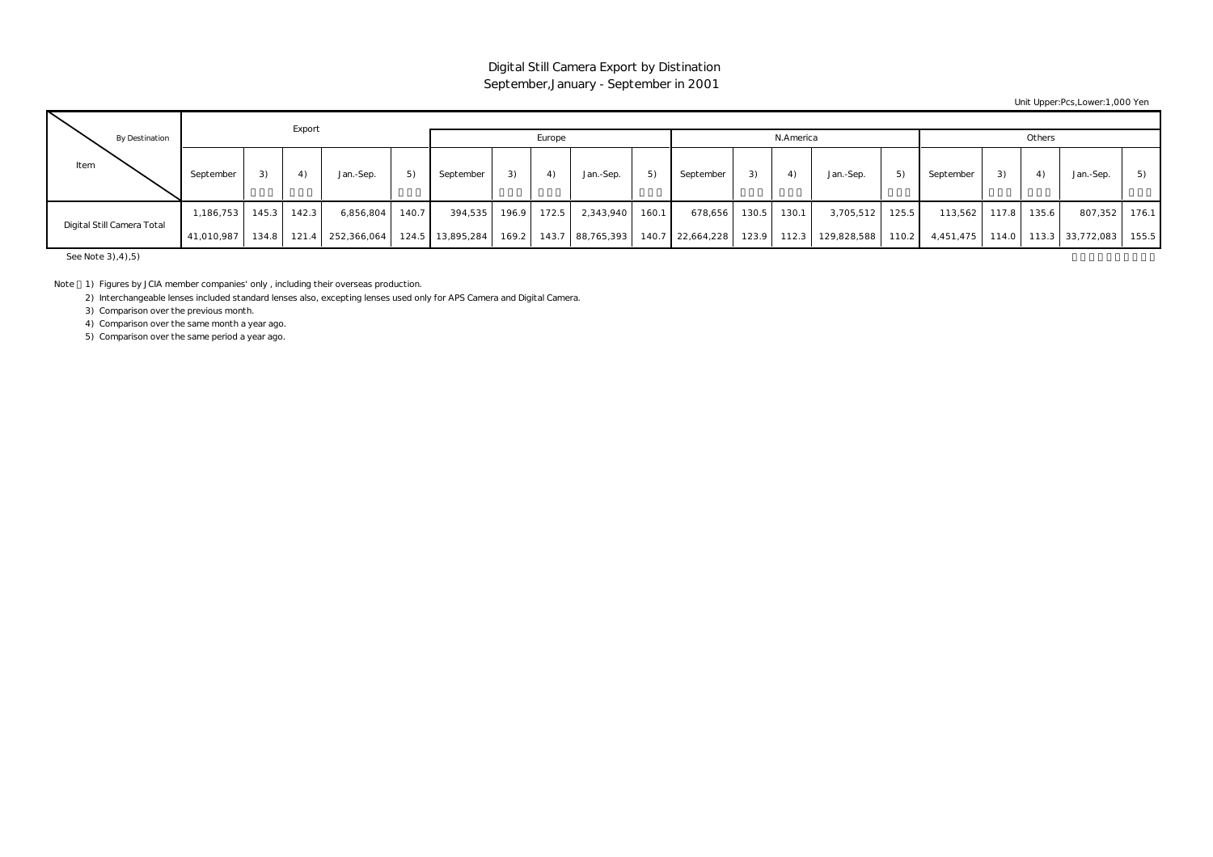# Digital Still Camera Export by Distination
## September,January - September in 2001

Unit Upper:Pcs,Lower:1,000 Yen

| By Destination / Item | Export | | | | | Europe | | | | | N.America | | | | | Others | | | | |
|---|---|---|---|---|---|---|---|---|---|---|---|---|---|---|---|---|---|---|---|---|
| | September | 3) | 4) | Jan.-Sep. | 5) | September | 3) | 4) | Jan.-Sep. | 5) | September | 3) | 4) | Jan.-Sep. | 5) | September | 3) | 4) | Jan.-Sep. | 5) |
| Digital Still Camera Total | 1,186,753 | 145.3 | 142.3 | 6,856,804 | 140.7 | 394,535 | 196.9 | 172.5 | 2,343,940 | 160.1 | 678,656 | 130.5 | 130.1 | 3,705,512 | 125.5 | 113,562 | 117.8 | 135.6 | 807,352 | 176.1 |
| | 41,010,987 | 134.8 | 121.4 | 252,366,064 | 124.5 | 13,895,284 | 169.2 | 143.7 | 88,765,393 | 140.7 | 22,664,228 | 123.9 | 112.3 | 129,828,588 | 110.2 | 4,451,475 | 114.0 | 113.3 | 33,772,083 | 155.5 |

See Note 3),4),5)

Note 1) Figures by JCIA member companies' only , including their overseas production.

2) Interchangeable lenses included standard lenses also, excepting lenses used only for APS Camera and Digital Camera.

3) Comparison over the previous month.

4) Comparison over the same month a year ago.

5) Comparison over the same period a year ago.